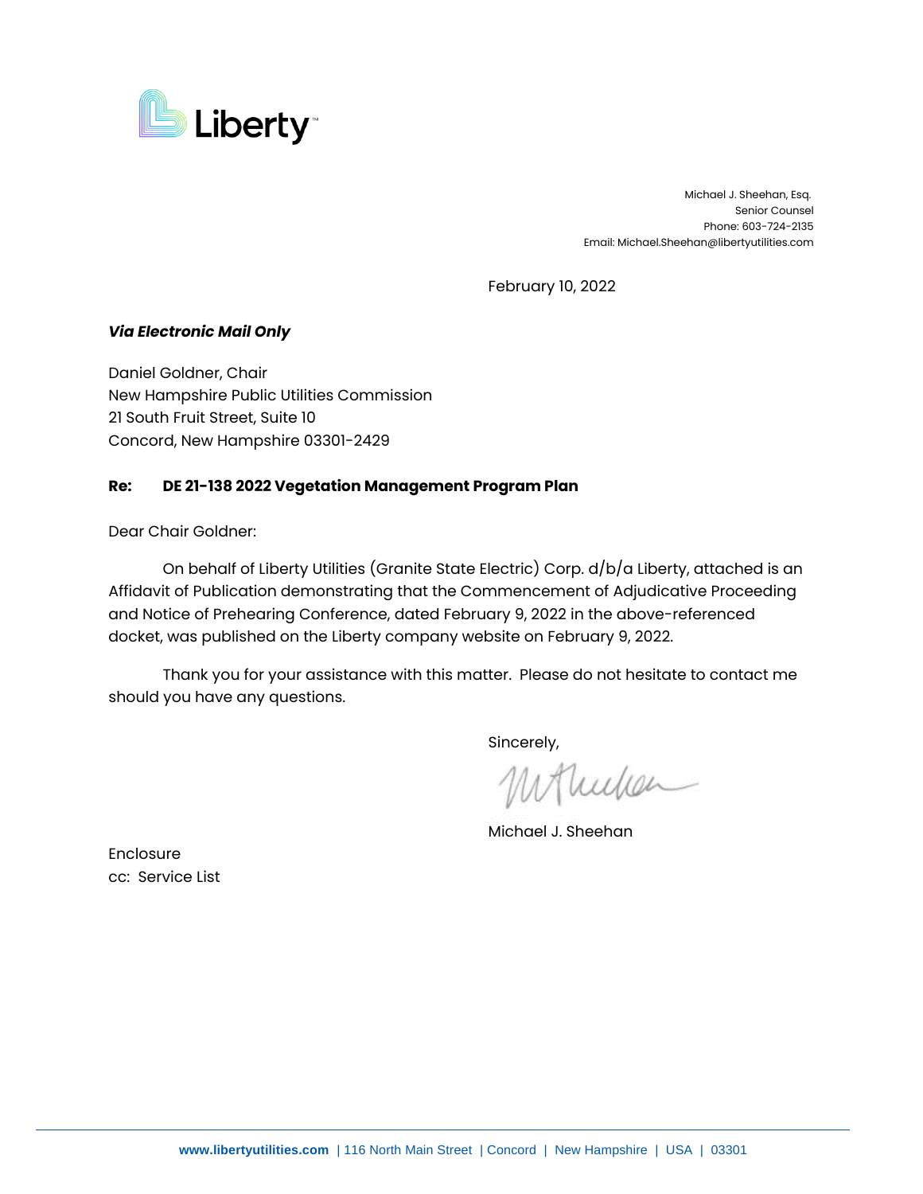Michael J. Sheehan, Esq.
Senior Counsel
Phone: 603-724-2135
Email: Michael.Sheehan@libertyutilities.com

February 10, 2022

***Via Electronic Mail Only***

Daniel Goldner, Chair
New Hampshire Public Utilities Commission
21 South Fruit Street, Suite 10
Concord, New Hampshire 03301-2429

**Re: DE 21-138 2022 Vegetation Management Program Plan**

Dear Chair Goldner:

On behalf of Liberty Utilities (Granite State Electric) Corp. d/b/a Liberty, attached is an Affidavit of Publication demonstrating that the Commencement of Adjudicative Proceeding and Notice of Prehearing Conference, dated February 9, 2022 in the above-referenced docket, was published on the Liberty company website on February 9, 2022.

Thank you for your assistance with this matter. Please do not hesitate to contact me should you have any questions.

Sincerely,

Michael J. Sheehan

Enclosure
cc: Service List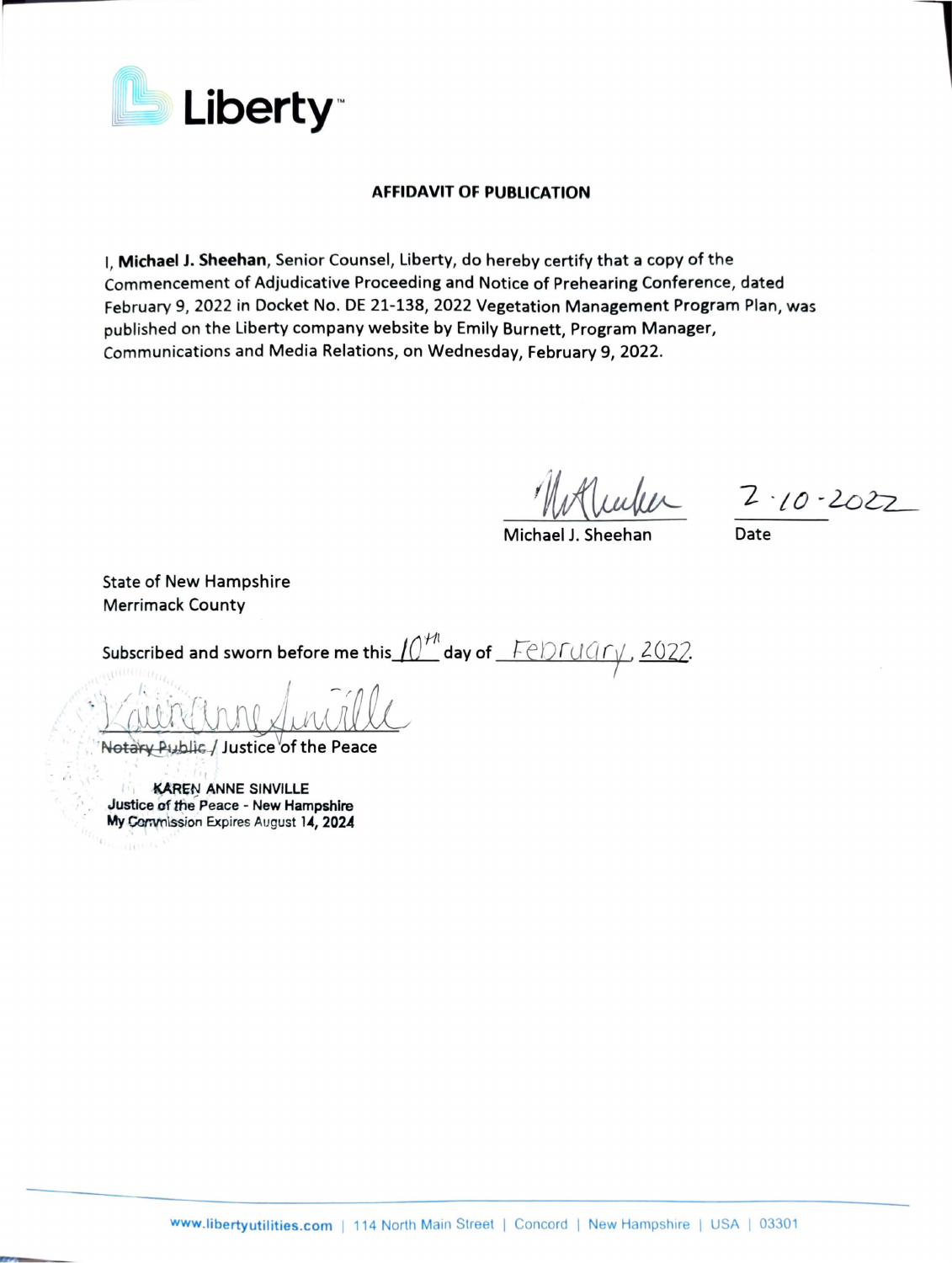Liberty™

**AFFIDAVIT OF PUBLICATION**

I, **Michael J. Sheehan**, Senior Counsel, Liberty, do hereby certify that a copy of the Commencement of Adjudicative Proceeding and Notice of Prehearing Conference, dated February 9, 2022 in Docket No. DE 21-138, 2022 Vegetation Management Program Plan, was published on the Liberty company website by Emily Burnett, Program Manager, Communications and Media Relations, on Wednesday, February 9, 2022.

Michael J. Sheehan — Date: 2-10-2022

State of New Hampshire
Merrimack County

Subscribed and sworn before me this 10th day of February, 2022.

~~Notary Public~~ / Justice of the Peace

KAREN ANNE SINVILLE
Justice of the Peace - New Hampshire
My Commission Expires August 14, 2024

www.libertyutilities.com | 114 North Main Street | Concord | New Hampshire | USA | 03301